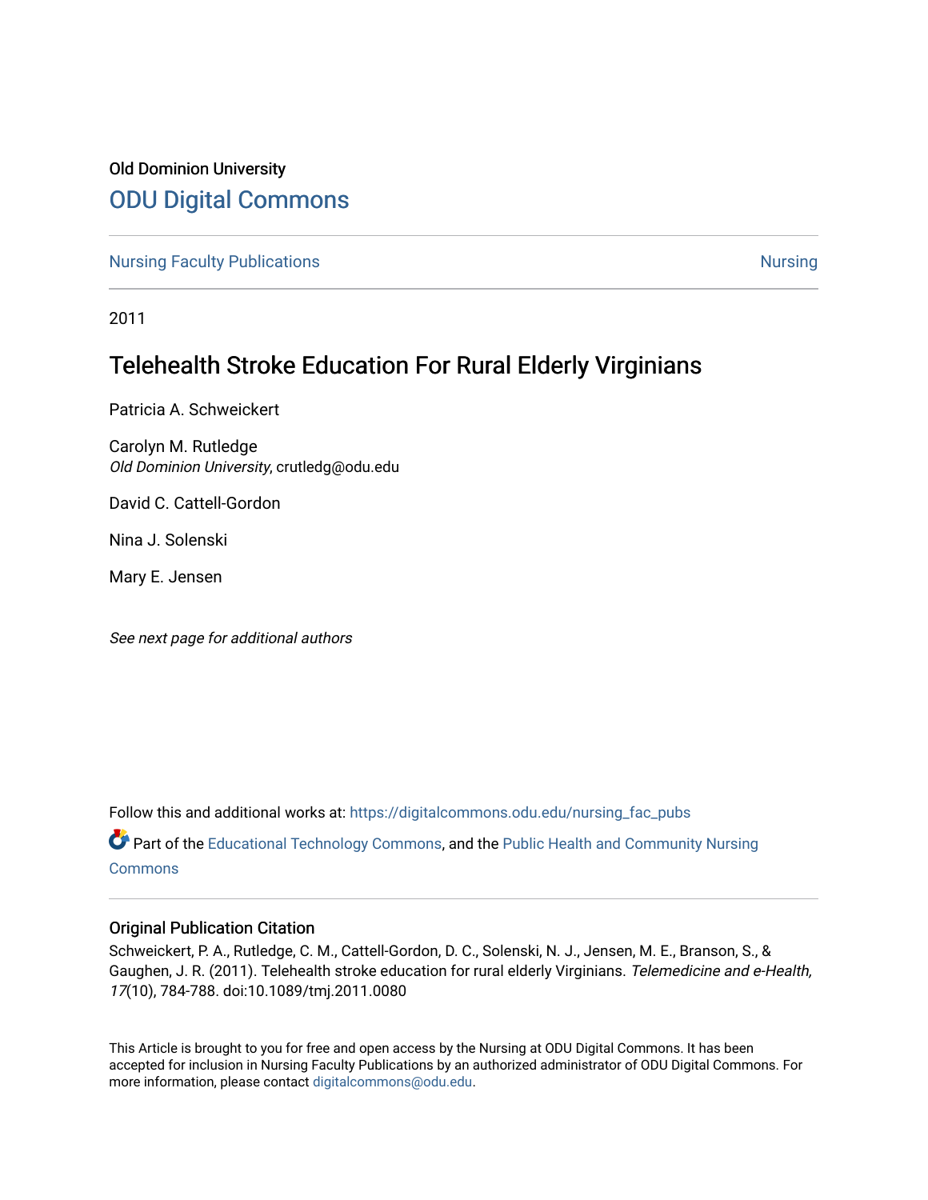Old Dominion University

# ODU Digital Commons

Nursing Faculty Publications | Nursing

2011

# Telehealth Stroke Education For Rural Elderly Virginians

Patricia A. Schweickert

Carolyn M. Rutledge
*Old Dominion University*, crutledg@odu.edu

David C. Cattell-Gordon

Nina J. Solenski

Mary E. Jensen

*See next page for additional authors*

Follow this and additional works at: https://digitalcommons.odu.edu/nursing_fac_pubs

Part of the Educational Technology Commons, and the Public Health and Community Nursing Commons

## Original Publication Citation

Schweickert, P. A., Rutledge, C. M., Cattell-Gordon, D. C., Solenski, N. J., Jensen, M. E., Branson, S., & Gaughen, J. R. (2011). Telehealth stroke education for rural elderly Virginians. *Telemedicine and e-Health, 17*(10), 784-788. doi:10.1089/tmj.2011.0080

This Article is brought to you for free and open access by the Nursing at ODU Digital Commons. It has been accepted for inclusion in Nursing Faculty Publications by an authorized administrator of ODU Digital Commons. For more information, please contact digitalcommons@odu.edu.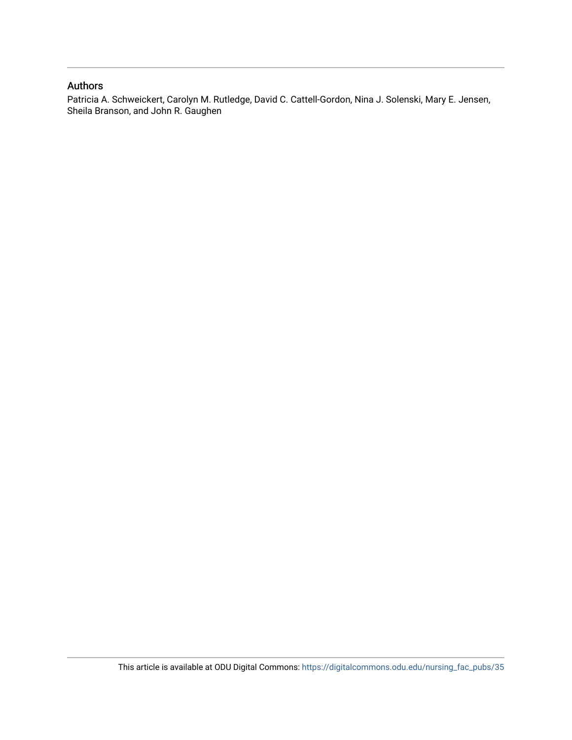## Authors

Patricia A. Schweickert, Carolyn M. Rutledge, David C. Cattell-Gordon, Nina J. Solenski, Mary E. Jensen, Sheila Branson, and John R. Gaughen

This article is available at ODU Digital Commons: https://digitalcommons.odu.edu/nursing_fac_pubs/35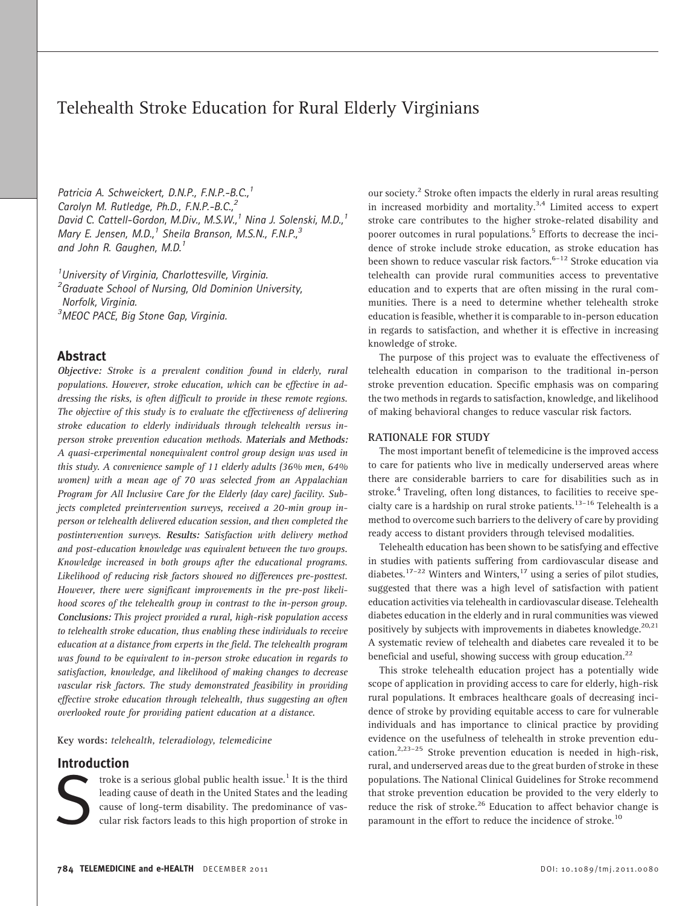# Telehealth Stroke Education for Rural Elderly Virginians

*Patricia A. Schweickert, D.N.P., F.N.P.-B.C.,[1] Carolyn M. Rutledge, Ph.D., F.N.P.-B.C.,[2] David C. Cattell-Gordon, M.Div., M.S.W.,[1] Nina J. Solenski, M.D.,[1] Mary E. Jensen, M.D.,[1] Sheila Branson, M.S.N., F.N.P.,[3] and John R. Gaughen, M.D.[1]*

*[1]University of Virginia, Charlottesville, Virginia.*
*[2]Graduate School of Nursing, Old Dominion University, Norfolk, Virginia.*
*[3]MEOC PACE, Big Stone Gap, Virginia.*

## Abstract

***Objective:*** *Stroke is a prevalent condition found in elderly, rural populations. However, stroke education, which can be effective in addressing the risks, is often difficult to provide in these remote regions. The objective of this study is to evaluate the effectiveness of delivering stroke education to elderly individuals through telehealth versus in-person stroke prevention education methods.* ***Materials and Methods:*** *A quasi-experimental nonequivalent control group design was used in this study. A convenience sample of 11 elderly adults (36% men, 64% women) with a mean age of 70 was selected from an Appalachian Program for All Inclusive Care for the Elderly (day care) facility. Subjects completed preintervention surveys, received a 20-min group in-person or telehealth delivered education session, and then completed the postintervention surveys.* ***Results:*** *Satisfaction with delivery method and post-education knowledge was equivalent between the two groups. Knowledge increased in both groups after the educational programs. Likelihood of reducing risk factors showed no differences pre-posttest. However, there were significant improvements in the pre-post likelihood scores of the telehealth group in contrast to the in-person group.* ***Conclusions:*** *This project provided a rural, high-risk population access to telehealth stroke education, thus enabling these individuals to receive education at a distance from experts in the field. The telehealth program was found to be equivalent to in-person stroke education in regards to satisfaction, knowledge, and likelihood of making changes to decrease vascular risk factors. The study demonstrated feasibility in providing effective stroke education through telehealth, thus suggesting an often overlooked route for providing patient education at a distance.*

**Key words:** *telehealth, teleradiology, telemedicine*

## Introduction

Stroke is a serious global public health issue.[1] It is the third leading cause of death in the United States and the leading cause of long-term disability. The predominance of vascular risk factors leads to this high proportion of stroke in our society.[2] Stroke often impacts the elderly in rural areas resulting in increased morbidity and mortality.[3,4] Limited access to expert stroke care contributes to the higher stroke-related disability and poorer outcomes in rural populations.[5] Efforts to decrease the incidence of stroke include stroke education, as stroke education has been shown to reduce vascular risk factors.[6–12] Stroke education via telehealth can provide rural communities access to preventative education and to experts that are often missing in the rural communities. There is a need to determine whether telehealth stroke education is feasible, whether it is comparable to in-person education in regards to satisfaction, and whether it is effective in increasing knowledge of stroke.

The purpose of this project was to evaluate the effectiveness of telehealth education in comparison to the traditional in-person stroke prevention education. Specific emphasis was on comparing the two methods in regards to satisfaction, knowledge, and likelihood of making behavioral changes to reduce vascular risk factors.

### RATIONALE FOR STUDY

The most important benefit of telemedicine is the improved access to care for patients who live in medically underserved areas where there are considerable barriers to care for disabilities such as in stroke.[4] Traveling, often long distances, to facilities to receive specialty care is a hardship on rural stroke patients.[13–16] Telehealth is a method to overcome such barriers to the delivery of care by providing ready access to distant providers through televised modalities.

Telehealth education has been shown to be satisfying and effective in studies with patients suffering from cardiovascular disease and diabetes.[17–22] Winters and Winters,[17] using a series of pilot studies, suggested that there was a high level of satisfaction with patient education activities via telehealth in cardiovascular disease. Telehealth diabetes education in the elderly and in rural communities was viewed positively by subjects with improvements in diabetes knowledge.[20,21] A systematic review of telehealth and diabetes care revealed it to be beneficial and useful, showing success with group education.[22]

This stroke telehealth education project has a potentially wide scope of application in providing access to care for elderly, high-risk rural populations. It embraces healthcare goals of decreasing incidence of stroke by providing equitable access to care for vulnerable individuals and has importance to clinical practice by providing evidence on the usefulness of telehealth in stroke prevention education.[2,23–25] Stroke prevention education is needed in high-risk, rural, and underserved areas due to the great burden of stroke in these populations. The National Clinical Guidelines for Stroke recommend that stroke prevention education be provided to the very elderly to reduce the risk of stroke.[26] Education to affect behavior change is paramount in the effort to reduce the incidence of stroke.[10]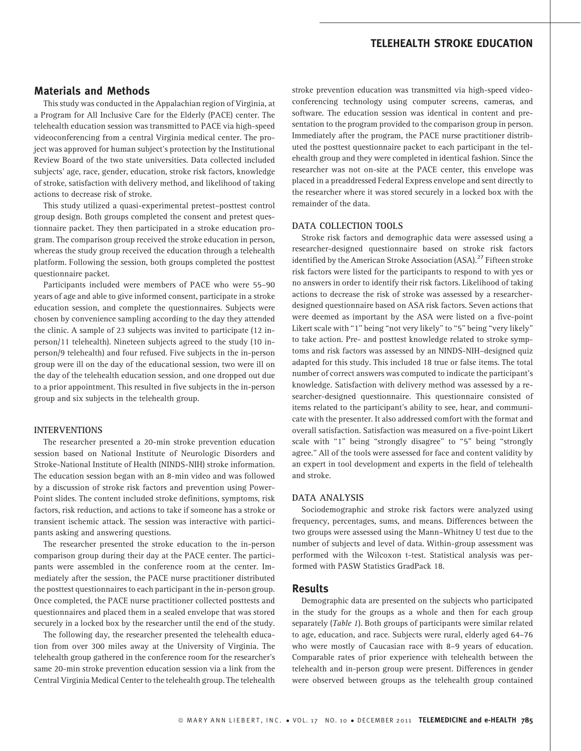## Materials and Methods

This study was conducted in the Appalachian region of Virginia, at a Program for All Inclusive Care for the Elderly (PACE) center. The telehealth education session was transmitted to PACE via high-speed videoconferencing from a central Virginia medical center. The project was approved for human subject's protection by the Institutional Review Board of the two state universities. Data collected included subjects' age, race, gender, education, stroke risk factors, knowledge of stroke, satisfaction with delivery method, and likelihood of taking actions to decrease risk of stroke.

This study utilized a quasi-experimental pretest–posttest control group design. Both groups completed the consent and pretest questionnaire packet. They then participated in a stroke education program. The comparison group received the stroke education in person, whereas the study group received the education through a telehealth platform. Following the session, both groups completed the posttest questionnaire packet.

Participants included were members of PACE who were 55–90 years of age and able to give informed consent, participate in a stroke education session, and complete the questionnaires. Subjects were chosen by convenience sampling according to the day they attended the clinic. A sample of 23 subjects was invited to participate (12 in-person/11 telehealth). Nineteen subjects agreed to the study (10 in-person/9 telehealth) and four refused. Five subjects in the in-person group were ill on the day of the educational session, two were ill on the day of the telehealth education session, and one dropped out due to a prior appointment. This resulted in five subjects in the in-person group and six subjects in the telehealth group.

### INTERVENTIONS

The researcher presented a 20-min stroke prevention education session based on National Institute of Neurologic Disorders and Stroke-National Institute of Health (NINDS-NIH) stroke information. The education session began with an 8-min video and was followed by a discussion of stroke risk factors and prevention using PowerPoint slides. The content included stroke definitions, symptoms, risk factors, risk reduction, and actions to take if someone has a stroke or transient ischemic attack. The session was interactive with participants asking and answering questions.

The researcher presented the stroke education to the in-person comparison group during their day at the PACE center. The participants were assembled in the conference room at the center. Immediately after the session, the PACE nurse practitioner distributed the posttest questionnaires to each participant in the in-person group. Once completed, the PACE nurse practitioner collected posttests and questionnaires and placed them in a sealed envelope that was stored securely in a locked box by the researcher until the end of the study.

The following day, the researcher presented the telehealth education from over 300 miles away at the University of Virginia. The telehealth group gathered in the conference room for the researcher's same 20-min stroke prevention education session via a link from the Central Virginia Medical Center to the telehealth group. The telehealth stroke prevention education was transmitted via high-speed videoconferencing technology using computer screens, cameras, and software. The education session was identical in content and presentation to the program provided to the comparison group in person. Immediately after the program, the PACE nurse practitioner distributed the posttest questionnaire packet to each participant in the telehealth group and they were completed in identical fashion. Since the researcher was not on-site at the PACE center, this envelope was placed in a preaddressed Federal Express envelope and sent directly to the researcher where it was stored securely in a locked box with the remainder of the data.

### DATA COLLECTION TOOLS

Stroke risk factors and demographic data were assessed using a researcher-designed questionnaire based on stroke risk factors identified by the American Stroke Association (ASA).[27] Fifteen stroke risk factors were listed for the participants to respond to with yes or no answers in order to identify their risk factors. Likelihood of taking actions to decrease the risk of stroke was assessed by a researcher-designed questionnaire based on ASA risk factors. Seven actions that were deemed as important by the ASA were listed on a five-point Likert scale with "1" being "not very likely" to "5" being "very likely" to take action. Pre- and posttest knowledge related to stroke symptoms and risk factors was assessed by an NINDS-NIH–designed quiz adapted for this study. This included 18 true or false items. The total number of correct answers was computed to indicate the participant's knowledge. Satisfaction with delivery method was assessed by a researcher-designed questionnaire. This questionnaire consisted of items related to the participant's ability to see, hear, and communicate with the presenter. It also addressed comfort with the format and overall satisfaction. Satisfaction was measured on a five-point Likert scale with "1" being "strongly disagree" to "5" being "strongly agree." All of the tools were assessed for face and content validity by an expert in tool development and experts in the field of telehealth and stroke.

### DATA ANALYSIS

Sociodemographic and stroke risk factors were analyzed using frequency, percentages, sums, and means. Differences between the two groups were assessed using the Mann–Whitney U test due to the number of subjects and level of data. Within-group assessment was performed with the Wilcoxon t-test. Statistical analysis was performed with PASW Statistics GradPack 18.

## Results

Demographic data are presented on the subjects who participated in the study for the groups as a whole and then for each group separately (*Table 1*). Both groups of participants were similar related to age, education, and race. Subjects were rural, elderly aged 64–76 who were mostly of Caucasian race with 8–9 years of education. Comparable rates of prior experience with telehealth between the telehealth and in-person group were present. Differences in gender were observed between groups as the telehealth group contained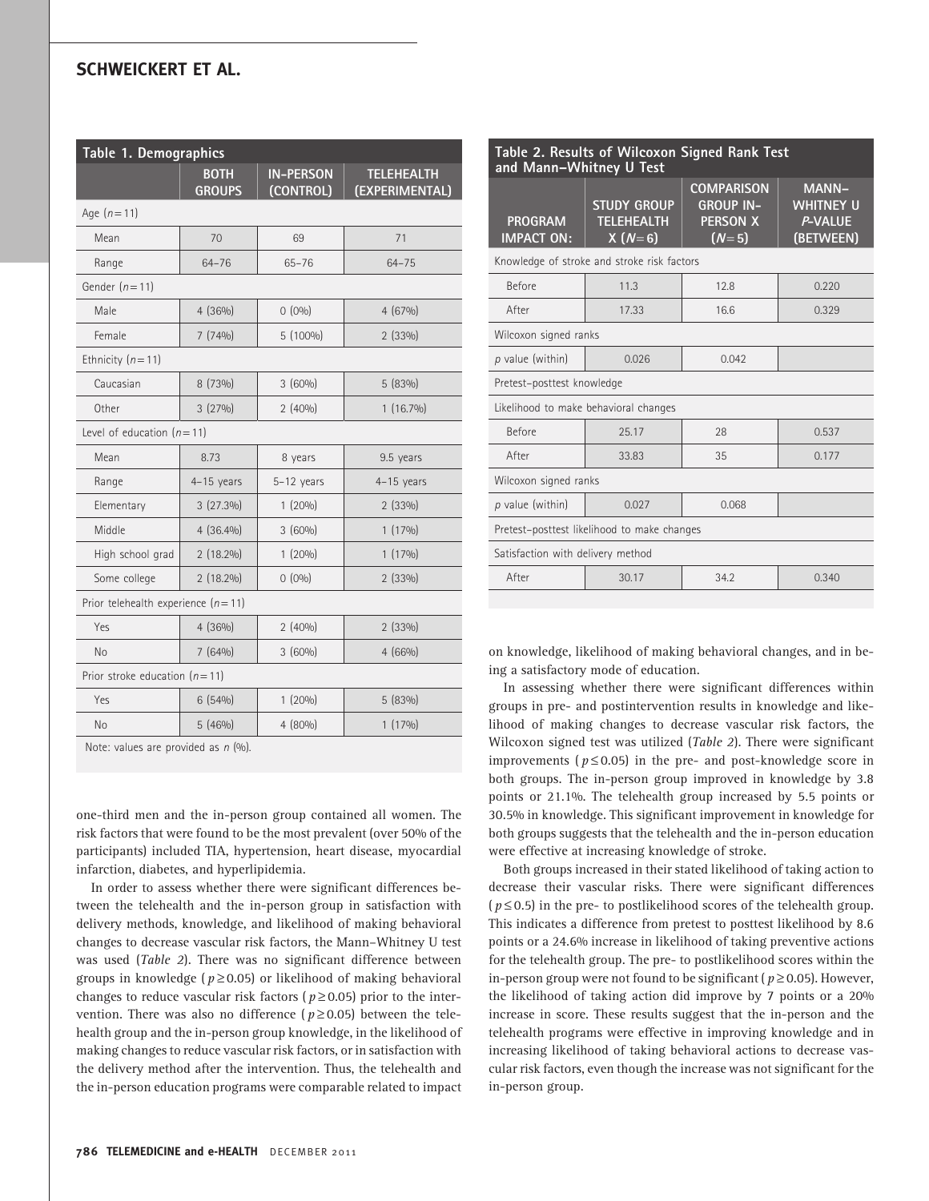| Table 1. Demographics | | | |
|---|---|---|---|
| | BOTH GROUPS | IN-PERSON (CONTROL) | TELEHEALTH (EXPERIMENTAL) |
| Age ($n=11$) | | | |
| Mean | 70 | 69 | 71 |
| Range | 64–76 | 65–76 | 64–75 |
| Gender ($n=11$) | | | |
| Male | 4 (36%) | 0 (0%) | 4 (67%) |
| Female | 7 (74%) | 5 (100%) | 2 (33%) |
| Ethnicity ($n=11$) | | | |
| Caucasian | 8 (73%) | 3 (60%) | 5 (83%) |
| Other | 3 (27%) | 2 (40%) | 1 (16.7%) |
| Level of education ($n=11$) | | | |
| Mean | 8.73 | 8 years | 9.5 years |
| Range | 4–15 years | 5–12 years | 4–15 years |
| Elementary | 3 (27.3%) | 1 (20%) | 2 (33%) |
| Middle | 4 (36.4%) | 3 (60%) | 1 (17%) |
| High school grad | 2 (18.2%) | 1 (20%) | 1 (17%) |
| Some college | 2 (18.2%) | 0 (0%) | 2 (33%) |
| Prior telehealth experience ($n=11$) | | | |
| Yes | 4 (36%) | 2 (40%) | 2 (33%) |
| No | 7 (64%) | 3 (60%) | 4 (66%) |
| Prior stroke education ($n=11$) | | | |
| Yes | 6 (54%) | 1 (20%) | 5 (83%) |
| No | 5 (46%) | 4 (80%) | 1 (17%) |

Note: values are provided as $n$ (%).

one-third men and the in-person group contained all women. The risk factors that were found to be the most prevalent (over 50% of the participants) included TIA, hypertension, heart disease, myocardial infarction, diabetes, and hyperlipidemia.

In order to assess whether there were significant differences between the telehealth and the in-person group in satisfaction with delivery methods, knowledge, and likelihood of making behavioral changes to decrease vascular risk factors, the Mann–Whitney U test was used (*Table 2*). There was no significant difference between groups in knowledge ($p \geq 0.05$) or likelihood of making behavioral changes to reduce vascular risk factors ($p \geq 0.05$) prior to the intervention. There was also no difference ($p \geq 0.05$) between the telehealth group and the in-person group knowledge, in the likelihood of making changes to reduce vascular risk factors, or in satisfaction with the delivery method after the intervention. Thus, the telehealth and the in-person education programs were comparable related to impact on knowledge, likelihood of making behavioral changes, and in being a satisfactory mode of education.

| Table 2. Results of Wilcoxon Signed Rank Test and Mann–Whitney U Test | | | |
|---|---|---|---|
| PROGRAM IMPACT ON: | STUDY GROUP TELEHEALTH X ($N=6$) | COMPARISON GROUP IN-PERSON X ($N=5$) | MANN–WHITNEY U P-VALUE (BETWEEN) |
| Knowledge of stroke and stroke risk factors | | | |
| Before | 11.3 | 12.8 | 0.220 |
| After | 17.33 | 16.6 | 0.329 |
| Wilcoxon signed ranks | | | |
| $p$ value (within) | 0.026 | 0.042 | |
| Pretest–posttest knowledge | | | |
| Likelihood to make behavioral changes | | | |
| Before | 25.17 | 28 | 0.537 |
| After | 33.83 | 35 | 0.177 |
| Wilcoxon signed ranks | | | |
| $p$ value (within) | 0.027 | 0.068 | |
| Pretest–posttest likelihood to make changes | | | |
| Satisfaction with delivery method | | | |
| After | 30.17 | 34.2 | 0.340 |

In assessing whether there were significant differences within groups in pre- and postintervention results in knowledge and likelihood of making changes to decrease vascular risk factors, the Wilcoxon signed test was utilized (*Table 2*). There were significant improvements ($p \leq 0.05$) in the pre- and post-knowledge score in both groups. The in-person group improved in knowledge by 3.8 points or 21.1%. The telehealth group increased by 5.5 points or 30.5% in knowledge. This significant improvement in knowledge for both groups suggests that the telehealth and the in-person education were effective at increasing knowledge of stroke.

Both groups increased in their stated likelihood of taking action to decrease their vascular risks. There were significant differences ($p \leq 0.5$) in the pre- to postlikelihood scores of the telehealth group. This indicates a difference from pretest to posttest likelihood by 8.6 points or a 24.6% increase in likelihood of taking preventive actions for the telehealth group. The pre- to postlikelihood scores within the in-person group were not found to be significant ($p \geq 0.05$). However, the likelihood of taking action did improve by 7 points or a 20% increase in score. These results suggest that the in-person and the telehealth programs were effective in improving knowledge and in increasing likelihood of taking behavioral actions to decrease vascular risk factors, even though the increase was not significant for the in-person group.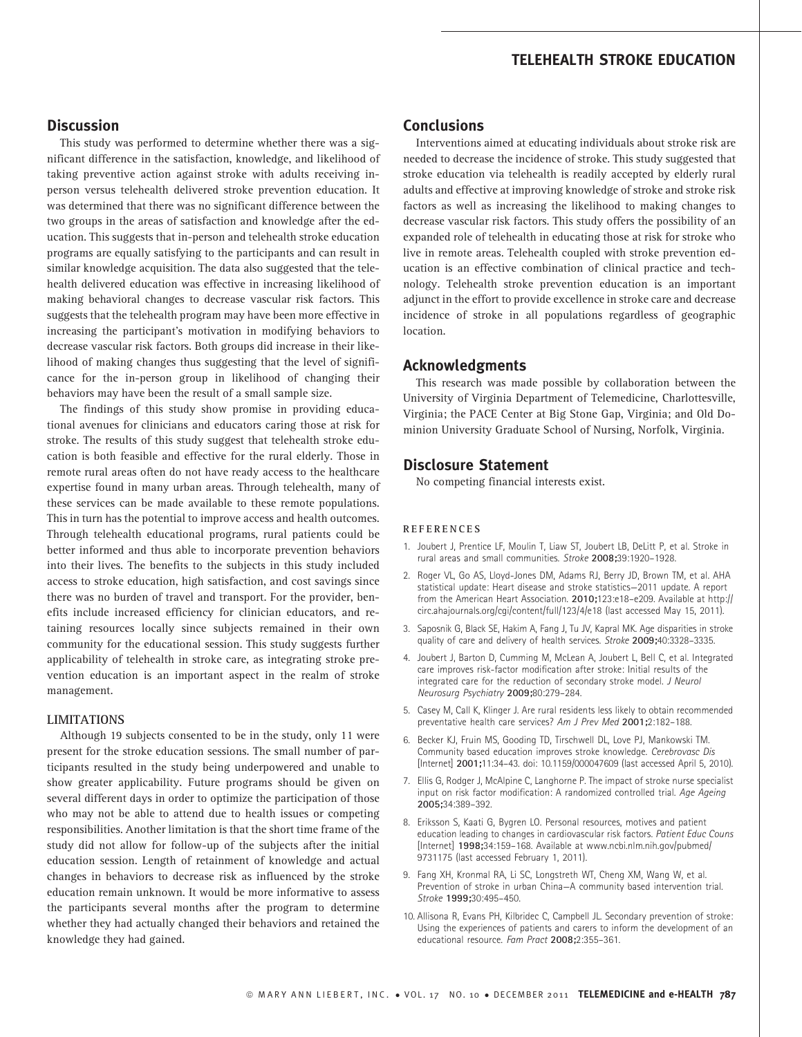## Discussion

This study was performed to determine whether there was a significant difference in the satisfaction, knowledge, and likelihood of taking preventive action against stroke with adults receiving in-person versus telehealth delivered stroke prevention education. It was determined that there was no significant difference between the two groups in the areas of satisfaction and knowledge after the education. This suggests that in-person and telehealth stroke education programs are equally satisfying to the participants and can result in similar knowledge acquisition. The data also suggested that the telehealth delivered education was effective in increasing likelihood of making behavioral changes to decrease vascular risk factors. This suggests that the telehealth program may have been more effective in increasing the participant's motivation in modifying behaviors to decrease vascular risk factors. Both groups did increase in their likelihood of making changes thus suggesting that the level of significance for the in-person group in likelihood of changing their behaviors may have been the result of a small sample size.

The findings of this study show promise in providing educational avenues for clinicians and educators caring those at risk for stroke. The results of this study suggest that telehealth stroke education is both feasible and effective for the rural elderly. Those in remote rural areas often do not have ready access to the healthcare expertise found in many urban areas. Through telehealth, many of these services can be made available to these remote populations. This in turn has the potential to improve access and health outcomes. Through telehealth educational programs, rural patients could be better informed and thus able to incorporate prevention behaviors into their lives. The benefits to the subjects in this study included access to stroke education, high satisfaction, and cost savings since there was no burden of travel and transport. For the provider, benefits include increased efficiency for clinician educators, and retaining resources locally since subjects remained in their own community for the educational session. This study suggests further applicability of telehealth in stroke care, as integrating stroke prevention education is an important aspect in the realm of stroke management.

### LIMITATIONS

Although 19 subjects consented to be in the study, only 11 were present for the stroke education sessions. The small number of participants resulted in the study being underpowered and unable to show greater applicability. Future programs should be given on several different days in order to optimize the participation of those who may not be able to attend due to health issues or competing responsibilities. Another limitation is that the short time frame of the study did not allow for follow-up of the subjects after the initial education session. Length of retainment of knowledge and actual changes in behaviors to decrease risk as influenced by the stroke education remain unknown. It would be more informative to assess the participants several months after the program to determine whether they had actually changed their behaviors and retained the knowledge they had gained.

## Conclusions

Interventions aimed at educating individuals about stroke risk are needed to decrease the incidence of stroke. This study suggested that stroke education via telehealth is readily accepted by elderly rural adults and effective at improving knowledge of stroke and stroke risk factors as well as increasing the likelihood to making changes to decrease vascular risk factors. This study offers the possibility of an expanded role of telehealth in educating those at risk for stroke who live in remote areas. Telehealth coupled with stroke prevention education is an effective combination of clinical practice and technology. Telehealth stroke prevention education is an important adjunct in the effort to provide excellence in stroke care and decrease incidence of stroke in all populations regardless of geographic location.

## Acknowledgments

This research was made possible by collaboration between the University of Virginia Department of Telemedicine, Charlottesville, Virginia; the PACE Center at Big Stone Gap, Virginia; and Old Dominion University Graduate School of Nursing, Norfolk, Virginia.

## Disclosure Statement

No competing financial interests exist.

### REFERENCES

1. Joubert J, Prentice LF, Moulin T, Liaw ST, Joubert LB, DeLitt P, et al. Stroke in rural areas and small communities. *Stroke* **2008;**39:1920–1928.
2. Roger VL, Go AS, Lloyd-Jones DM, Adams RJ, Berry JD, Brown TM, et al. AHA statistical update: Heart disease and stroke statistics—2011 update. A report from the American Heart Association. **2010;**123:e18–e209. Available at http://circ.ahajournals.org/cgi/content/full/123/4/e18 (last accessed May 15, 2011).
3. Saposnik G, Black SE, Hakim A, Fang J, Tu JV, Kapral MK. Age disparities in stroke quality of care and delivery of health services. *Stroke* **2009;**40:3328–3335.
4. Joubert J, Barton D, Cumming M, McLean A, Joubert L, Bell C, et al. Integrated care improves risk-factor modification after stroke: Initial results of the integrated care for the reduction of secondary stroke model. *J Neurol Neurosurg Psychiatry* **2009;**80:279–284.
5. Casey M, Call K, Klinger J. Are rural residents less likely to obtain recommended preventative health care services? *Am J Prev Med* **2001;**2:182–188.
6. Becker KJ, Fruin MS, Gooding TD, Tirschwell DL, Love PJ, Mankowski TM. Community based education improves stroke knowledge. *Cerebrovasc Dis* [Internet] **2001;**11:34–43. doi: 10.1159/000047609 (last accessed April 5, 2010).
7. Ellis G, Rodger J, McAlpine C, Langhorne P. The impact of stroke nurse specialist input on risk factor modification: A randomized controlled trial. *Age Ageing* **2005;**34:389–392.
8. Eriksson S, Kaati G, Bygren LO. Personal resources, motives and patient education leading to changes in cardiovascular risk factors. *Patient Educ Couns* [Internet] **1998;**34:159–168. Available at www.ncbi.nlm.nih.gov/pubmed/9731175 (last accessed February 1, 2011).
9. Fang XH, Kronmal RA, Li SC, Longstreth WT, Cheng XM, Wang W, et al. Prevention of stroke in urban China—A community based intervention trial. *Stroke* **1999;**30:495–450.
10. Allisona R, Evans PH, Kilbridec C, Campbell JL. Secondary prevention of stroke: Using the experiences of patients and carers to inform the development of an educational resource. *Fam Pract* **2008;**2:355–361.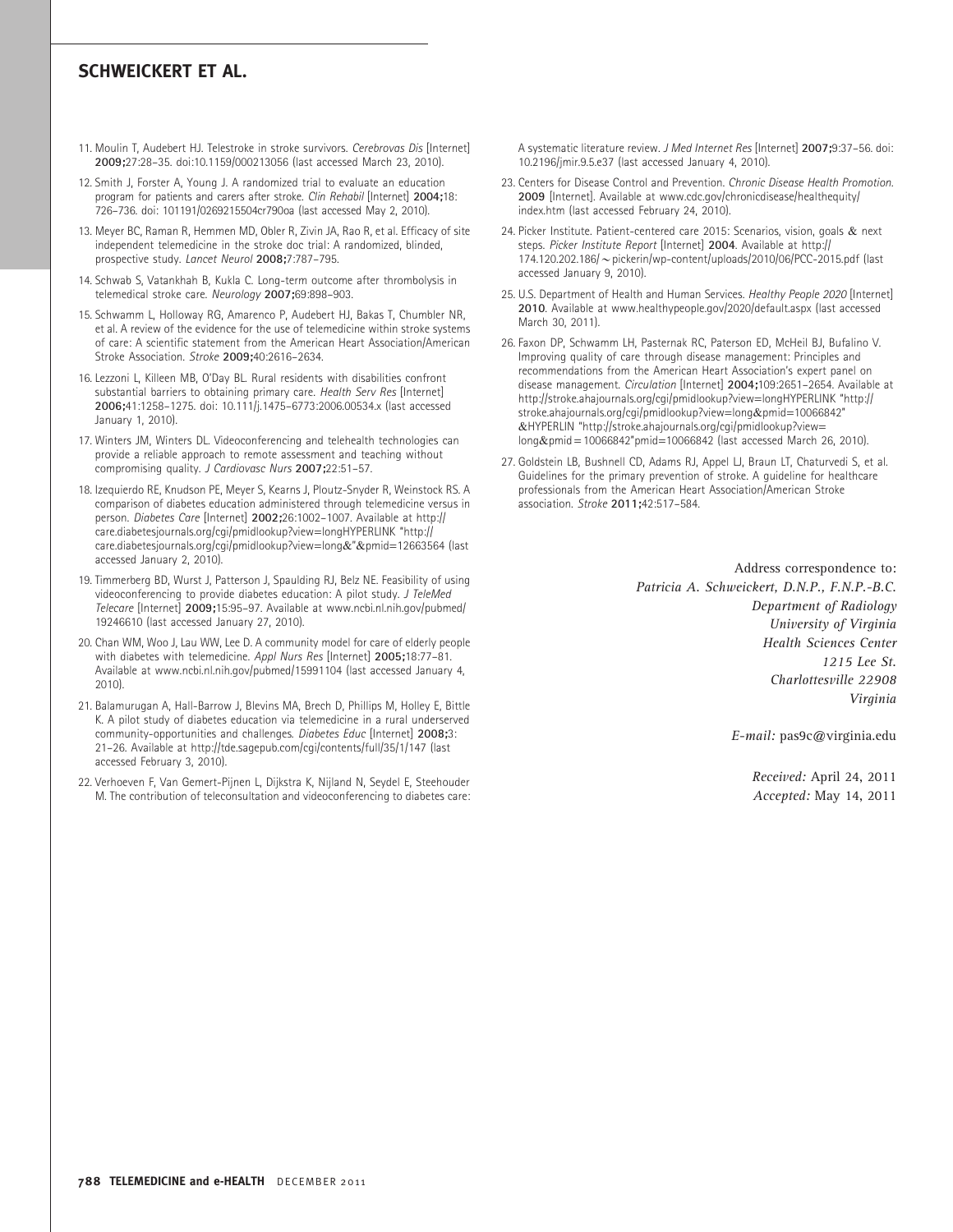11. Moulin T, Audebert HJ. Telestroke in stroke survivors. *Cerebrovas Dis* [Internet] **2009;**27:28–35. doi:10.1159/000213056 (last accessed March 23, 2010).

12. Smith J, Forster A, Young J. A randomized trial to evaluate an education program for patients and carers after stroke. *Clin Rehabil* [Internet] **2004;**18: 726–736. doi: 101191/0269215504cr790oa (last accessed May 2, 2010).

13. Meyer BC, Raman R, Hemmen MD, Obler R, Zivin JA, Rao R, et al. Efficacy of site independent telemedicine in the stroke doc trial: A randomized, blinded, prospective study. *Lancet Neurol* **2008;**7:787–795.

14. Schwab S, Vatankhah B, Kukla C. Long-term outcome after thrombolysis in telemedical stroke care. *Neurology* **2007;**69:898–903.

15. Schwamm L, Holloway RG, Amarenco P, Audebert HJ, Bakas T, Chumbler NR, et al. A review of the evidence for the use of telemedicine within stroke systems of care: A scientific statement from the American Heart Association/American Stroke Association. *Stroke* **2009;**40:2616–2634.

16. Lezzoni L, Killeen MB, O'Day BL. Rural residents with disabilities confront substantial barriers to obtaining primary care. *Health Serv Res* [Internet] **2006;**41:1258–1275. doi: 10.111/j.1475–6773:2006.00534.x (last accessed January 1, 2010).

17. Winters JM, Winters DL. Videoconferencing and telehealth technologies can provide a reliable approach to remote assessment and teaching without compromising quality. *J Cardiovasc Nurs* **2007;**22:51–57.

18. Izequierdo RE, Knudson PE, Meyer S, Kearns J, Ploutz-Snyder R, Weinstock RS. A comparison of diabetes education administered through telemedicine versus in person. *Diabetes Care* [Internet] **2002;**26:1002–1007. Available at http://care.diabetesjournals.org/cgi/pmidlookup?view=longHYPERLINK "http://care.diabetesjournals.org/cgi/pmidlookup?view=long&"&pmid=12663564 (last accessed January 2, 2010).

19. Timmerberg BD, Wurst J, Patterson J, Spaulding RJ, Belz NE. Feasibility of using videoconferencing to provide diabetes education: A pilot study. *J TeleMed Telecare* [Internet] **2009;**15:95–97. Available at www.ncbi.nl.nih.gov/pubmed/19246610 (last accessed January 27, 2010).

20. Chan WM, Woo J, Lau WW, Lee D. A community model for care of elderly people with diabetes with telemedicine. *Appl Nurs Res* [Internet] **2005;**18:77–81. Available at www.ncbi.nl.nih.gov/pubmed/15991104 (last accessed January 4, 2010).

21. Balamurugan A, Hall-Barrow J, Blevins MA, Brech D, Phillips M, Holley E, Bittle K. A pilot study of diabetes education via telemedicine in a rural underserved community-opportunities and challenges. *Diabetes Educ* [Internet] **2008;**3: 21–26. Available at http://tde.sagepub.com/cgi/contents/full/35/1/147 (last accessed February 3, 2010).

22. Verhoeven F, Van Gemert-Pijnen L, Dijkstra K, Nijland N, Seydel E, Steehouder M. The contribution of teleconsultation and videoconferencing to diabetes care: A systematic literature review. *J Med Internet Res* [Internet] **2007;**9:37–56. doi: 10.2196/jmir.9.5.e37 (last accessed January 4, 2010).

23. Centers for Disease Control and Prevention. *Chronic Disease Health Promotion.* **2009** [Internet]. Available at www.cdc.gov/chronicdisease/healthequity/index.htm (last accessed February 24, 2010).

24. Picker Institute. Patient-centered care 2015: Scenarios, vision, goals & next steps. *Picker Institute Report* [Internet] **2004**. Available at http://174.120.202.186/~pickerin/wp-content/uploads/2010/06/PCC-2015.pdf (last accessed January 9, 2010).

25. U.S. Department of Health and Human Services. *Healthy People 2020* [Internet] **2010**. Available at www.healthypeople.gov/2020/default.aspx (last accessed March 30, 2011).

26. Faxon DP, Schwamm LH, Pasternak RC, Paterson ED, McHeil BJ, Bufalino V. Improving quality of care through disease management: Principles and recommendations from the American Heart Association's expert panel on disease management. *Circulation* [Internet] **2004;**109:2651–2654. Available at http://stroke.ahajournals.org/cgi/pmidlookup?view=longHYPERLINK "http://stroke.ahajournals.org/cgi/pmidlookup?view=long&pmid=10066842" &HYPERLIN "http://stroke.ahajournals.org/cgi/pmidlookup?view=long&pmid=10066842"pmid=10066842 (last accessed March 26, 2010).

27. Goldstein LB, Bushnell CD, Adams RJ, Appel LJ, Braun LT, Chaturvedi S, et al. Guidelines for the primary prevention of stroke. A guideline for healthcare professionals from the American Heart Association/American Stroke association. *Stroke* **2011;**42:517–584.

Address correspondence to:
*Patricia A. Schweickert, D.N.P., F.N.P.-B.C.*
*Department of Radiology*
*University of Virginia*
*Health Sciences Center*
*1215 Lee St.*
*Charlottesville 22908*
*Virginia*

*E-mail:* pas9c@virginia.edu

*Received:* April 24, 2011
*Accepted:* May 14, 2011